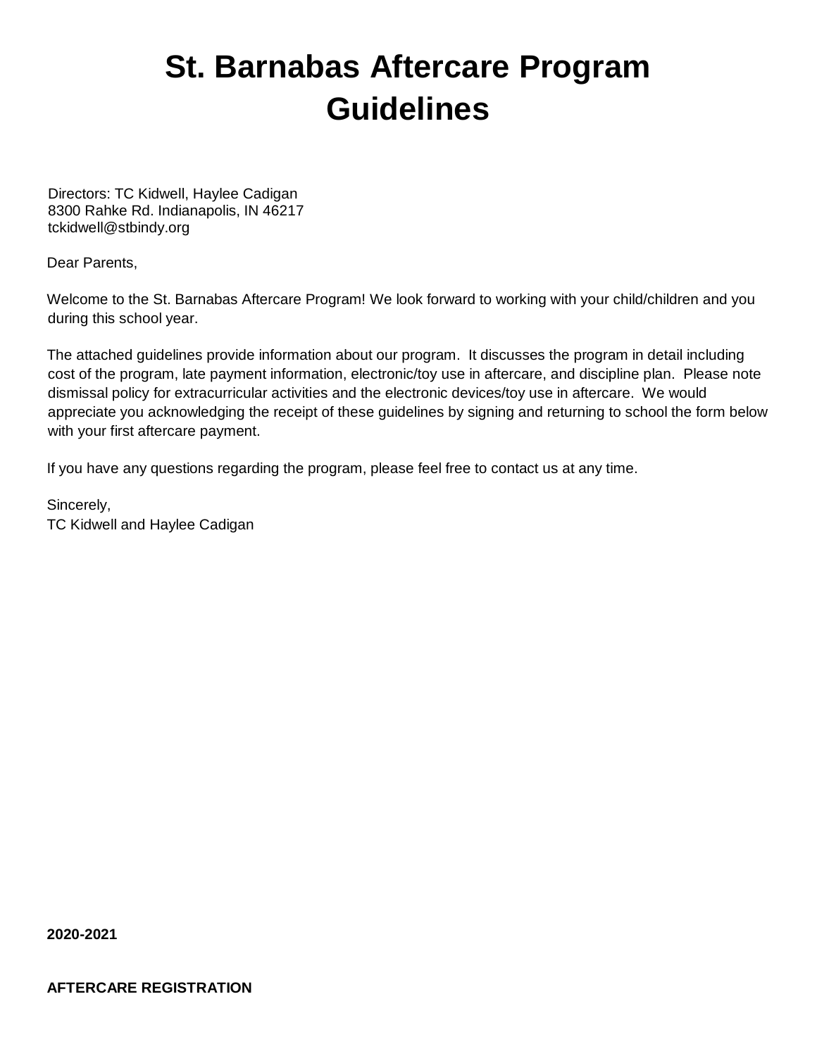# St. Barnabas Aftercare Program Guidelines

Directors: TC Kidwell, Haylee Cadigan
8300 Rahke Rd. Indianapolis, IN 46217
tckidwell@stbindy.org

Dear Parents,

Welcome to the St. Barnabas Aftercare Program! We look forward to working with your child/children and you during this school year.

The attached guidelines provide information about our program. It discusses the program in detail including cost of the program, late payment information, electronic/toy use in aftercare, and discipline plan. Please note dismissal policy for extracurricular activities and the electronic devices/toy use in aftercare. We would appreciate you acknowledging the receipt of these guidelines by signing and returning to school the form below with your first aftercare payment.

If you have any questions regarding the program, please feel free to contact us at any time.

Sincerely,
TC Kidwell and Haylee Cadigan

**2020-2021**

**AFTERCARE REGISTRATION**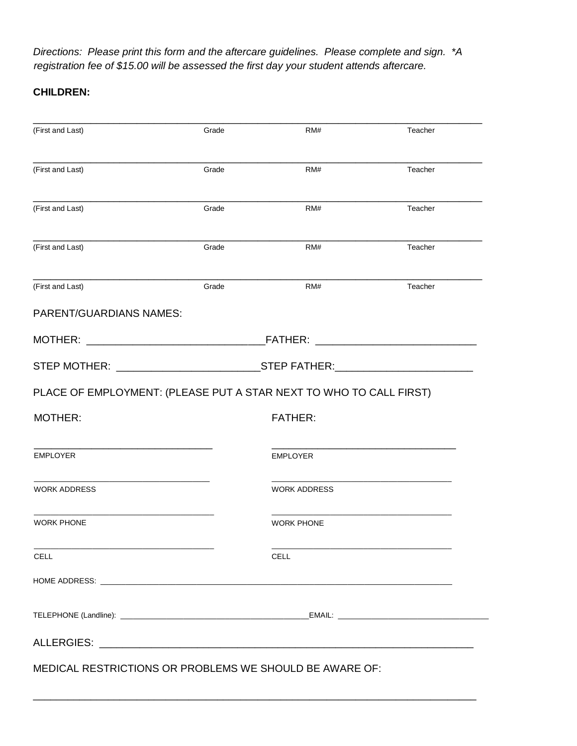*Directions: Please print this form and the aftercare guidelines. Please complete and sign. *A registration fee of $15.00 will be assessed the first day your student attends aftercare.*

**CHILDREN:**

___________________________________________________________________________
(First and Last) Grade RM# Teacher

___________________________________________________________________________
(First and Last) Grade RM# Teacher

___________________________________________________________________________
(First and Last) Grade RM# Teacher

___________________________________________________________________________
(First and Last) Grade RM# Teacher

___________________________________________________________________________
(First and Last) Grade RM# Teacher

PARENT/GUARDIANS NAMES:

MOTHER: ______________________________FATHER: ___________________________

STEP MOTHER: ________________________STEP FATHER:_______________________

PLACE OF EMPLOYMENT: (PLEASE PUT A STAR NEXT TO WHO TO CALL FIRST)

MOTHER:

________________________________
EMPLOYER

________________________________
WORK ADDRESS

________________________________
WORK PHONE

________________________________
CELL

FATHER:

________________________________
EMPLOYER

________________________________
WORK ADDRESS

________________________________
WORK PHONE

________________________________
CELL

HOME ADDRESS: ______________________________________________________________________

TELEPHONE (Landline): ______________________________________EMAIL: _____________________________

ALLERGIES: ____________________________________________________________________

MEDICAL RESTRICTIONS OR PROBLEMS WE SHOULD BE AWARE OF:

___________________________________________________________________________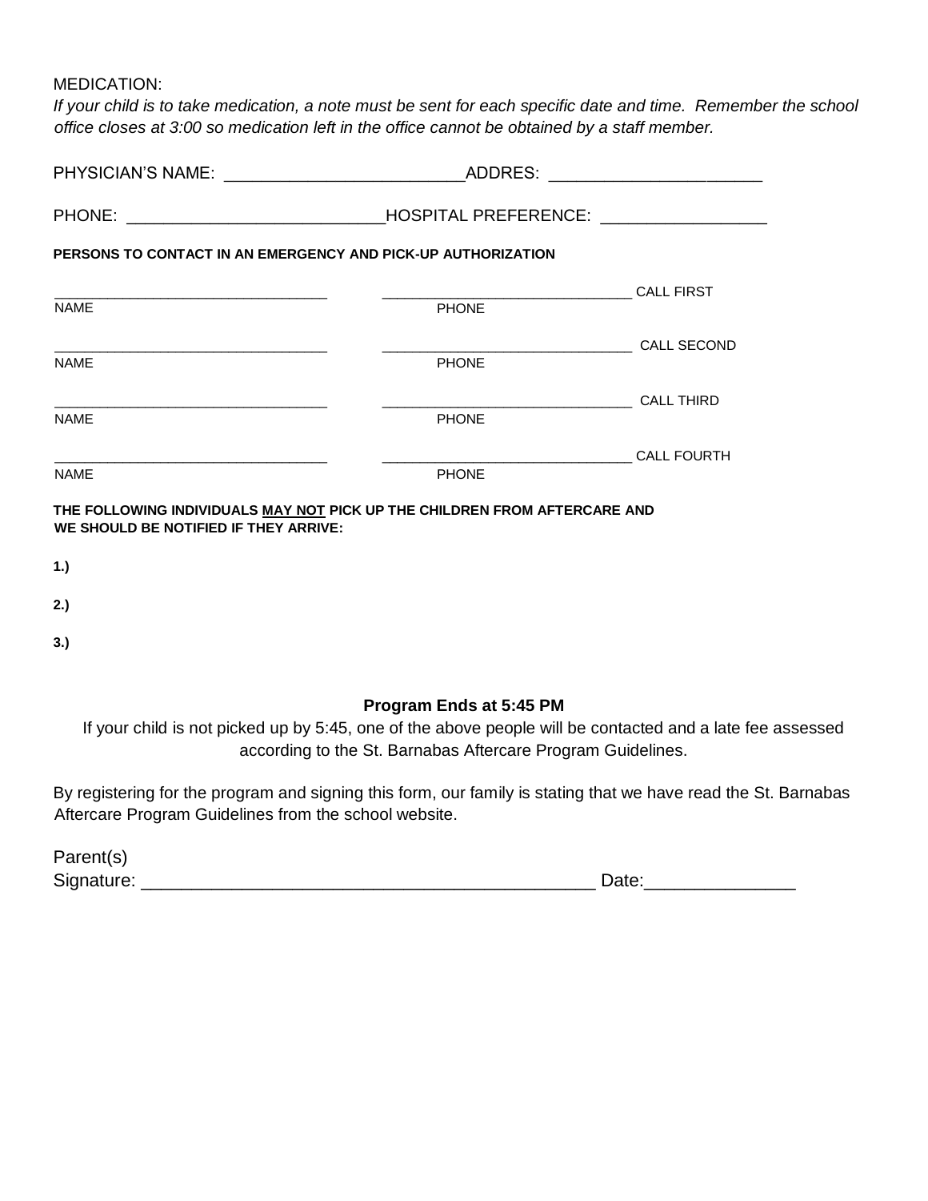MEDICATION:

*If your child is to take medication, a note must be sent for each specific date and time. Remember the school office closes at 3:00 so medication left in the office cannot be obtained by a staff member.*

PHYSICIAN'S NAME: _________________________ADDRES: ______________________

PHONE: ___________________________HOSPITAL PREFERENCE: _________________

**PERSONS TO CONTACT IN AN EMERGENCY AND PICK-UP AUTHORIZATION**

| NAME | PHONE | |
|---|---|---|
| __________________________________ | ______________________________ | CALL FIRST |
| __________________________________ | ______________________________ | CALL SECOND |
| __________________________________ | ______________________________ | CALL THIRD |
| __________________________________ | ______________________________ | CALL FOURTH |

**THE FOLLOWING INDIVIDUALS MAY NOT PICK UP THE CHILDREN FROM AFTERCARE AND WE SHOULD BE NOTIFIED IF THEY ARRIVE:**

**1.)**

**2.)**

**3.)**

**Program Ends at 5:45 PM**

If your child is not picked up by 5:45, one of the above people will be contacted and a late fee assessed according to the St. Barnabas Aftercare Program Guidelines.

By registering for the program and signing this form, our family is stating that we have read the St. Barnabas Aftercare Program Guidelines from the school website.

Parent(s)
Signature: _______________________________________________ Date:_______________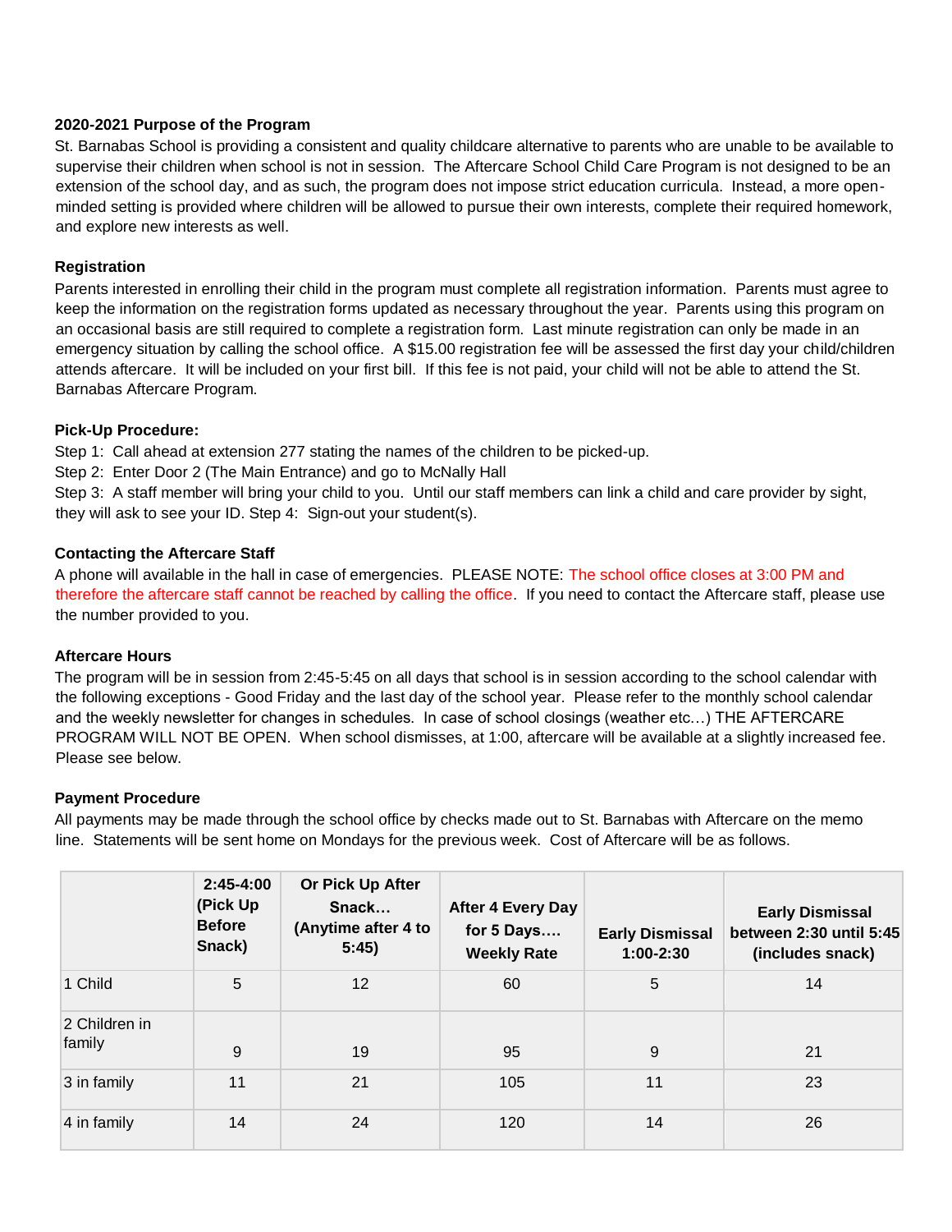**2020-2021 Purpose of the Program**

St. Barnabas School is providing a consistent and quality childcare alternative to parents who are unable to be available to supervise their children when school is not in session. The Aftercare School Child Care Program is not designed to be an extension of the school day, and as such, the program does not impose strict education curricula. Instead, a more open-minded setting is provided where children will be allowed to pursue their own interests, complete their required homework, and explore new interests as well.

**Registration**

Parents interested in enrolling their child in the program must complete all registration information. Parents must agree to keep the information on the registration forms updated as necessary throughout the year. Parents using this program on an occasional basis are still required to complete a registration form. Last minute registration can only be made in an emergency situation by calling the school office. A $15.00 registration fee will be assessed the first day your child/children attends aftercare. It will be included on your first bill. If this fee is not paid, your child will not be able to attend the St. Barnabas Aftercare Program.

**Pick-Up Procedure:**

Step 1: Call ahead at extension 277 stating the names of the children to be picked-up.

Step 2: Enter Door 2 (The Main Entrance) and go to McNally Hall

Step 3: A staff member will bring your child to you. Until our staff members can link a child and care provider by sight, they will ask to see your ID. Step 4: Sign-out your student(s).

**Contacting the Aftercare Staff**

A phone will available in the hall in case of emergencies. PLEASE NOTE: The school office closes at 3:00 PM and therefore the aftercare staff cannot be reached by calling the office. If you need to contact the Aftercare staff, please use the number provided to you.

**Aftercare Hours**

The program will be in session from 2:45-5:45 on all days that school is in session according to the school calendar with the following exceptions - Good Friday and the last day of the school year. Please refer to the monthly school calendar and the weekly newsletter for changes in schedules. In case of school closings (weather etc…) THE AFTERCARE PROGRAM WILL NOT BE OPEN. When school dismisses, at 1:00, aftercare will be available at a slightly increased fee. Please see below.

**Payment Procedure**

All payments may be made through the school office by checks made out to St. Barnabas with Aftercare on the memo line. Statements will be sent home on Mondays for the previous week. Cost of Aftercare will be as follows.

| | 2:45-4:00 (Pick Up Before Snack) | Or Pick Up After Snack… (Anytime after 4 to 5:45) | After 4 Every Day for 5 Days…. Weekly Rate | Early Dismissal 1:00-2:30 | Early Dismissal between 2:30 until 5:45 (includes snack) |
|---|---|---|---|---|---|
| 1 Child | 5 | 12 | 60 | 5 | 14 |
| 2 Children in family | 9 | 19 | 95 | 9 | 21 |
| 3 in family | 11 | 21 | 105 | 11 | 23 |
| 4 in family | 14 | 24 | 120 | 14 | 26 |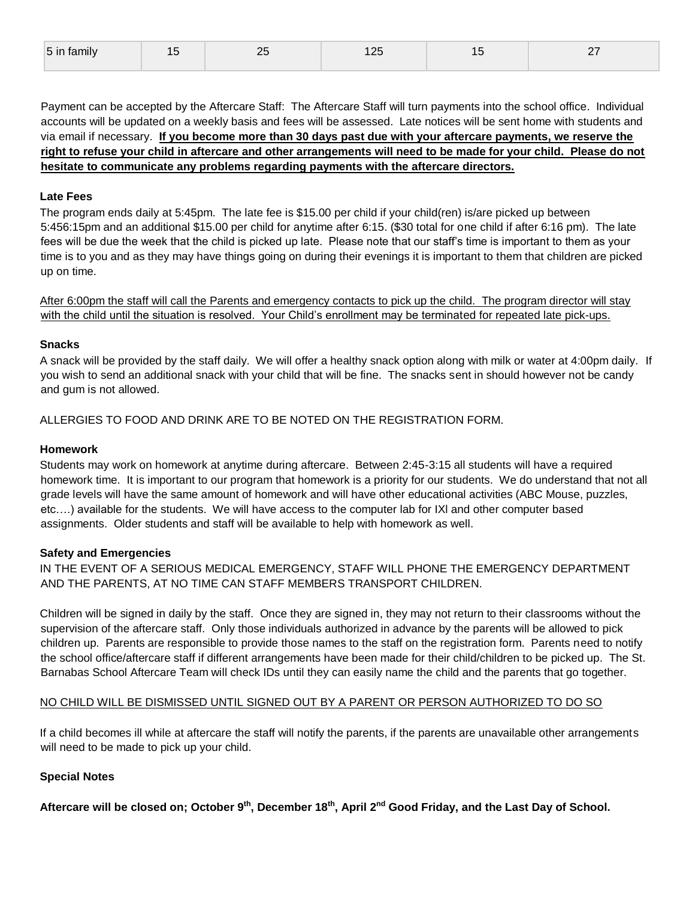| | | | | | |
|---|---|---|---|---|---|
| 5 in family | 15 | 25 | 125 | 15 | 27 |

Payment can be accepted by the Aftercare Staff: The Aftercare Staff will turn payments into the school office. Individual accounts will be updated on a weekly basis and fees will be assessed. Late notices will be sent home with students and via email if necessary. **If you become more than 30 days past due with your aftercare payments, we reserve the right to refuse your child in aftercare and other arrangements will need to be made for your child. Please do not hesitate to communicate any problems regarding payments with the aftercare directors.**

**Late Fees**

The program ends daily at 5:45pm. The late fee is $15.00 per child if your child(ren) is/are picked up between 5:456:15pm and an additional $15.00 per child for anytime after 6:15. ($30 total for one child if after 6:16 pm). The late fees will be due the week that the child is picked up late. Please note that our staff's time is important to them as your time is to you and as they may have things going on during their evenings it is important to them that children are picked up on time.

After 6:00pm the staff will call the Parents and emergency contacts to pick up the child. The program director will stay with the child until the situation is resolved. Your Child's enrollment may be terminated for repeated late pick-ups.

**Snacks**

A snack will be provided by the staff daily. We will offer a healthy snack option along with milk or water at 4:00pm daily. If you wish to send an additional snack with your child that will be fine. The snacks sent in should however not be candy and gum is not allowed.

ALLERGIES TO FOOD AND DRINK ARE TO BE NOTED ON THE REGISTRATION FORM.

**Homework**

Students may work on homework at anytime during aftercare. Between 2:45-3:15 all students will have a required homework time. It is important to our program that homework is a priority for our students. We do understand that not all grade levels will have the same amount of homework and will have other educational activities (ABC Mouse, puzzles, etc….) available for the students. We will have access to the computer lab for IXl and other computer based assignments. Older students and staff will be available to help with homework as well.

**Safety and Emergencies**

IN THE EVENT OF A SERIOUS MEDICAL EMERGENCY, STAFF WILL PHONE THE EMERGENCY DEPARTMENT AND THE PARENTS, AT NO TIME CAN STAFF MEMBERS TRANSPORT CHILDREN.

Children will be signed in daily by the staff. Once they are signed in, they may not return to their classrooms without the supervision of the aftercare staff. Only those individuals authorized in advance by the parents will be allowed to pick children up. Parents are responsible to provide those names to the staff on the registration form. Parents need to notify the school office/aftercare staff if different arrangements have been made for their child/children to be picked up. The St. Barnabas School Aftercare Team will check IDs until they can easily name the child and the parents that go together.

NO CHILD WILL BE DISMISSED UNTIL SIGNED OUT BY A PARENT OR PERSON AUTHORIZED TO DO SO

If a child becomes ill while at aftercare the staff will notify the parents, if the parents are unavailable other arrangements will need to be made to pick up your child.

**Special Notes**

**Aftercare will be closed on; October 9th, December 18th, April 2nd Good Friday, and the Last Day of School.**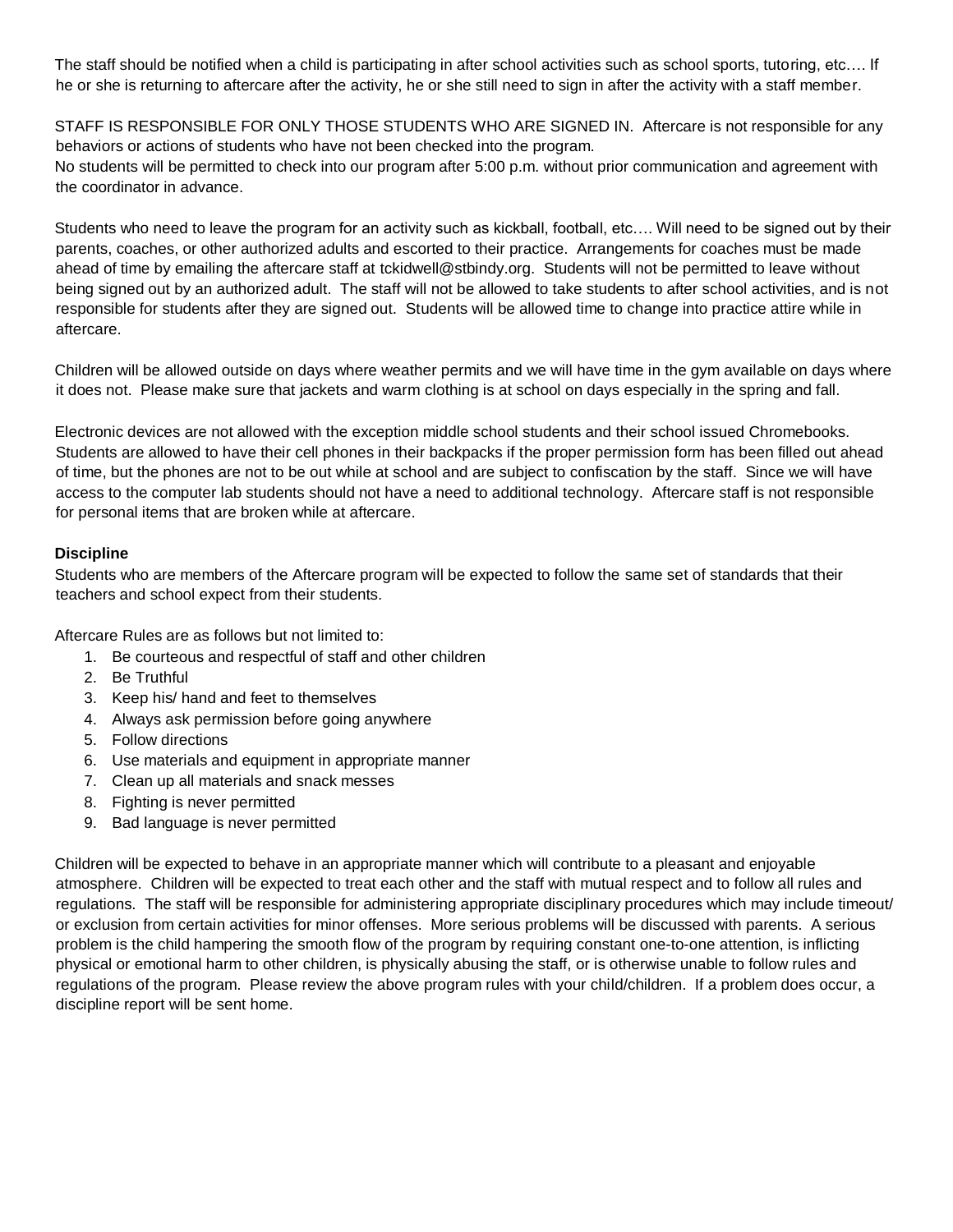The staff should be notified when a child is participating in after school activities such as school sports, tutoring, etc…. If he or she is returning to aftercare after the activity, he or she still need to sign in after the activity with a staff member.

STAFF IS RESPONSIBLE FOR ONLY THOSE STUDENTS WHO ARE SIGNED IN. Aftercare is not responsible for any behaviors or actions of students who have not been checked into the program.
No students will be permitted to check into our program after 5:00 p.m. without prior communication and agreement with the coordinator in advance.

Students who need to leave the program for an activity such as kickball, football, etc…. Will need to be signed out by their parents, coaches, or other authorized adults and escorted to their practice. Arrangements for coaches must be made ahead of time by emailing the aftercare staff at tckidwell@stbindy.org. Students will not be permitted to leave without being signed out by an authorized adult. The staff will not be allowed to take students to after school activities, and is not responsible for students after they are signed out. Students will be allowed time to change into practice attire while in aftercare.

Children will be allowed outside on days where weather permits and we will have time in the gym available on days where it does not. Please make sure that jackets and warm clothing is at school on days especially in the spring and fall.

Electronic devices are not allowed with the exception middle school students and their school issued Chromebooks. Students are allowed to have their cell phones in their backpacks if the proper permission form has been filled out ahead of time, but the phones are not to be out while at school and are subject to confiscation by the staff. Since we will have access to the computer lab students should not have a need to additional technology. Aftercare staff is not responsible for personal items that are broken while at aftercare.

**Discipline**

Students who are members of the Aftercare program will be expected to follow the same set of standards that their teachers and school expect from their students.

Aftercare Rules are as follows but not limited to:

1. Be courteous and respectful of staff and other children
2. Be Truthful
3. Keep his/ hand and feet to themselves
4. Always ask permission before going anywhere
5. Follow directions
6. Use materials and equipment in appropriate manner
7. Clean up all materials and snack messes
8. Fighting is never permitted
9. Bad language is never permitted

Children will be expected to behave in an appropriate manner which will contribute to a pleasant and enjoyable atmosphere. Children will be expected to treat each other and the staff with mutual respect and to follow all rules and regulations. The staff will be responsible for administering appropriate disciplinary procedures which may include timeout/ or exclusion from certain activities for minor offenses. More serious problems will be discussed with parents. A serious problem is the child hampering the smooth flow of the program by requiring constant one-to-one attention, is inflicting physical or emotional harm to other children, is physically abusing the staff, or is otherwise unable to follow rules and regulations of the program. Please review the above program rules with your child/children. If a problem does occur, a discipline report will be sent home.